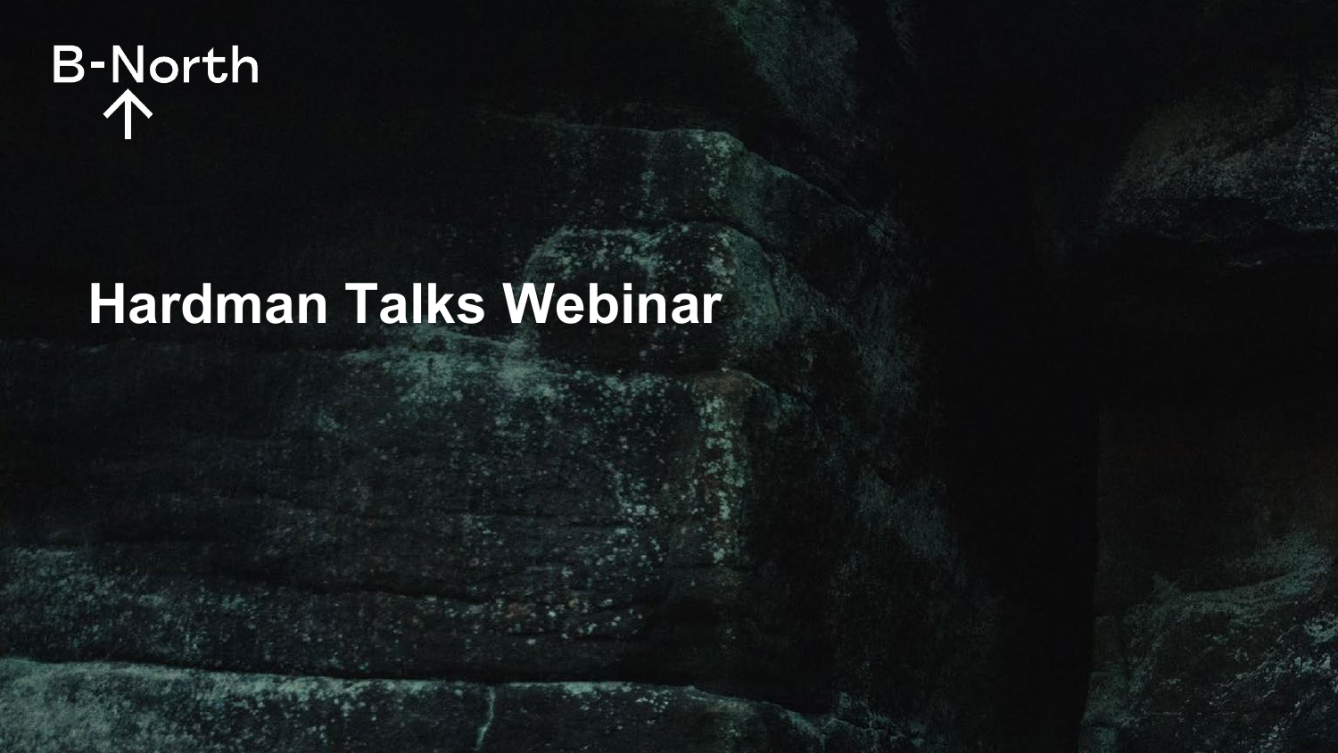B-North

# Hardman Talks Webinar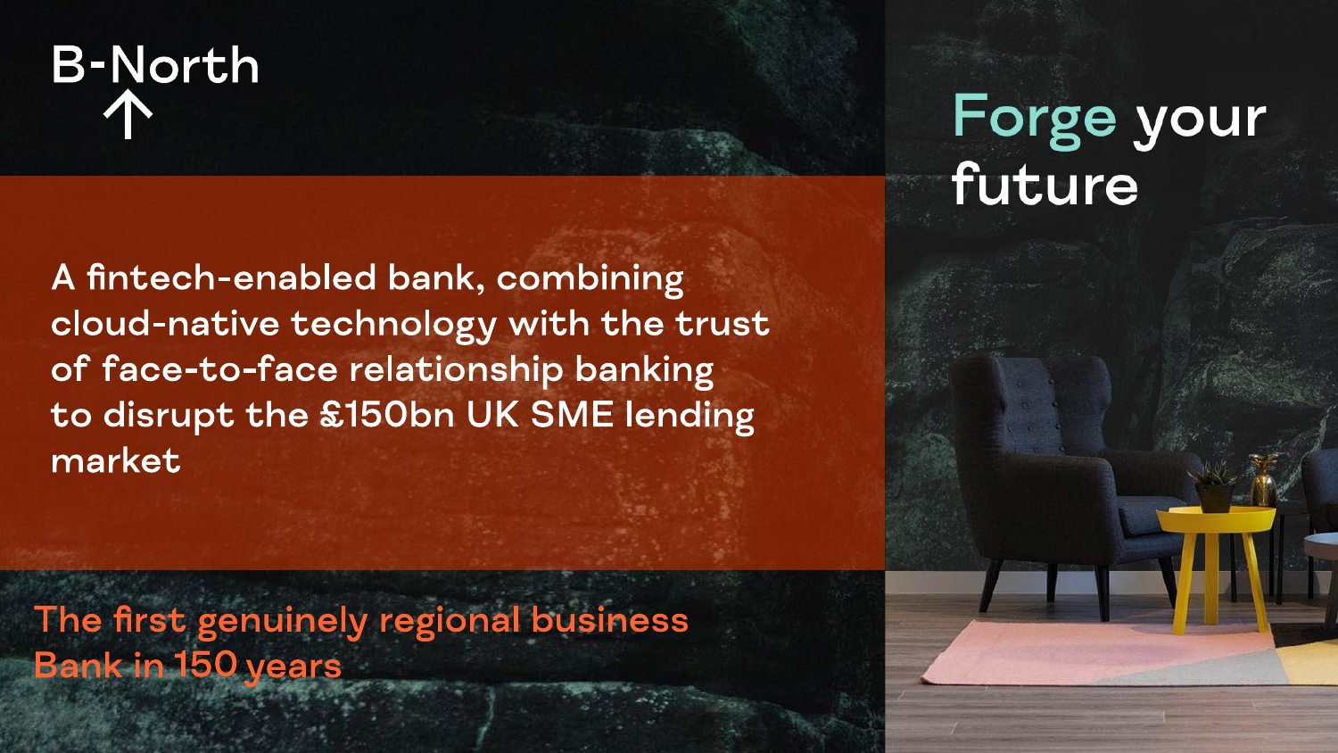B-North

# Forge your future

A fintech-enabled bank, combining cloud-native technology with the trust of face-to-face relationship banking to disrupt the £150bn UK SME lending market

The first genuinely regional business Bank in 150 years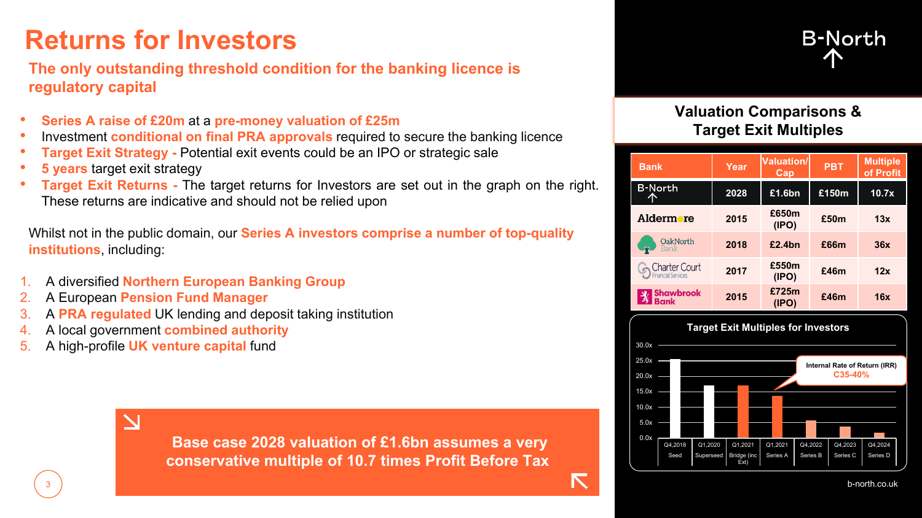# Returns for Investors

## The only outstanding threshold condition for the banking licence is regulatory capital

- **Series A raise of £20m** at a **pre-money valuation of £25m**
- Investment **conditional on final PRA approvals** required to secure the banking licence
- **Target Exit Strategy -** Potential exit events could be an IPO or strategic sale
- **5 years** target exit strategy
- **Target Exit Returns -** The target returns for Investors are set out in the graph on the right. These returns are indicative and should not be relied upon

Whilst not in the public domain, our **Series A investors comprise a number of top-quality institutions**, including:

1. A diversified **Northern European Banking Group**
2. A European **Pension Fund Manager**
3. A **PRA regulated** UK lending and deposit taking institution
4. A local government **combined authority**
5. A high-profile **UK venture capital** fund

**Base case 2028 valuation of £1.6bn assumes a very conservative multiple of 10.7 times Profit Before Tax**

B-North

## Valuation Comparisons & Target Exit Multiples

| Bank | Year | Valuation/ Cap | PBT | Multiple of Profit |
|---|---|---|---|---|
| B-North | 2028 | £1.6bn | £150m | 10.7x |
| Aldermore | 2015 | £650m (IPO) | £50m | 13x |
| OakNorth Bank | 2018 | £2.4bn | £66m | 36x |
| Charter Court Financial Services | 2017 | £550m (IPO) | £46m | 12x |
| Shawbrook Bank | 2015 | £725m (IPO) | £46m | 16x |

### Target Exit Multiples for Investors

| Round | Approx. Multiple |
|---|---|
| Q4,2018 Seed | ~25.5x |
| Q1,2020 Superseed | ~17x |
| Q1,2021 Bridge (inc Ext) | ~17x |
| Q1,2021 Series A | ~13.5x |
| Q4,2022 Series B | ~5.5x |
| Q4,2023 Series C | ~3.5x |
| Q4,2024 Series D | ~1.5x |

Internal Rate of Return (IRR) C35-40%

b-north.co.uk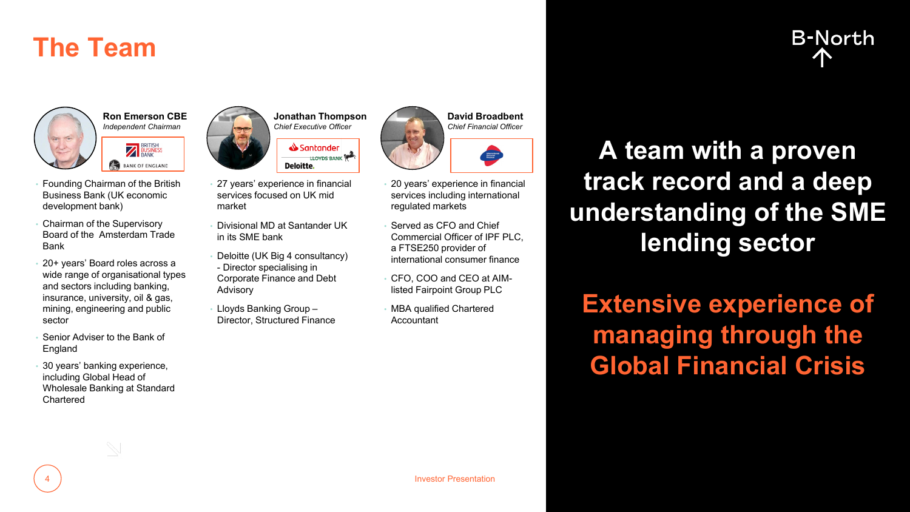# The Team

### Ron Emerson CBE

*Independent Chairman*

- Founding Chairman of the British Business Bank (UK economic development bank)
- Chairman of the Supervisory Board of the Amsterdam Trade Bank
- 20+ years' Board roles across a wide range of organisational types and sectors including banking, insurance, university, oil & gas, mining, engineering and public sector
- Senior Adviser to the Bank of England
- 30 years' banking experience, including Global Head of Wholesale Banking at Standard Chartered

### Jonathan Thompson

*Chief Executive Officer*

- 27 years' experience in financial services focused on UK mid market
- Divisional MD at Santander UK in its SME bank
- Deloitte (UK Big 4 consultancy) - Director specialising in Corporate Finance and Debt Advisory
- Lloyds Banking Group – Director, Structured Finance

### David Broadbent

*Chief Financial Officer*

- 20 years' experience in financial services including international regulated markets
- Served as CFO and Chief Commercial Officer of IPF PLC, a FTSE250 provider of international consumer finance
- CFO, COO and CEO at AIM-listed Fairpoint Group PLC
- MBA qualified Chartered Accountant

## A team with a proven track record and a deep understanding of the SME lending sector

## Extensive experience of managing through the Global Financial Crisis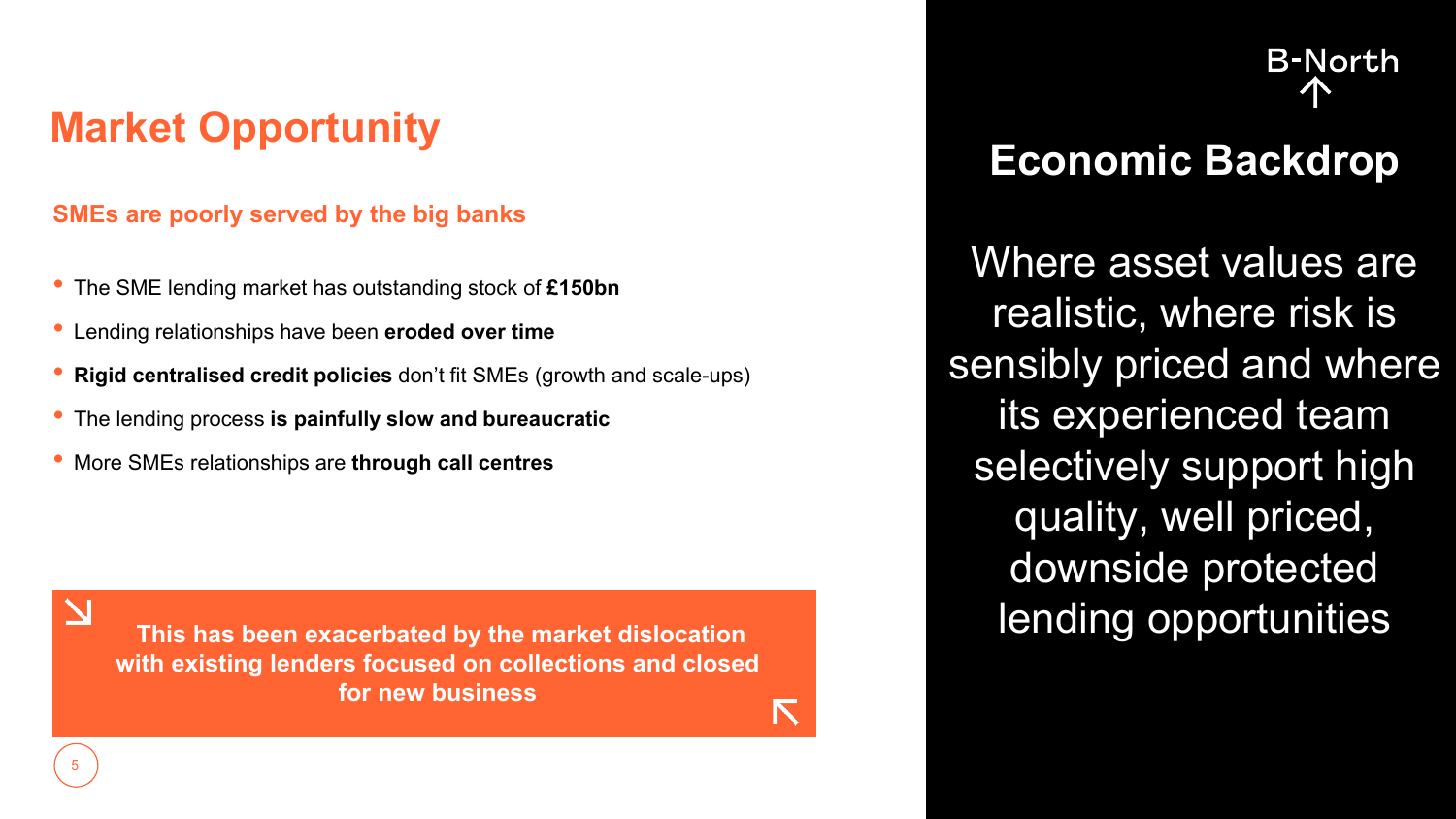# Market Opportunity

**SMEs are poorly served by the big banks**

- The SME lending market has outstanding stock of **£150bn**
- Lending relationships have been **eroded over time**
- **Rigid centralised credit policies** don't fit SMEs (growth and scale-ups)
- The lending process **is painfully slow and bureaucratic**
- More SMEs relationships are **through call centres**

**This has been exacerbated by the market dislocation with existing lenders focused on collections and closed for new business**

B-North

## Economic Backdrop

Where asset values are realistic, where risk is sensibly priced and where its experienced team selectively support high quality, well priced, downside protected lending opportunities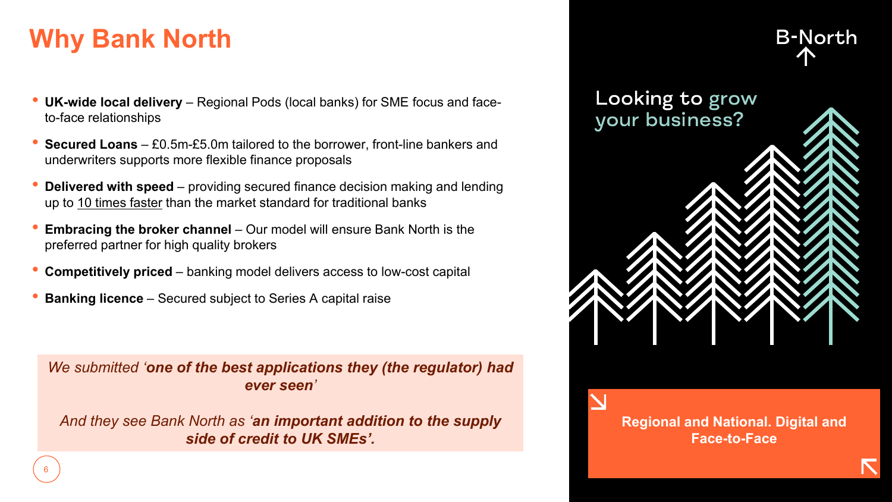# Why Bank North

- **UK-wide local delivery** – Regional Pods (local banks) for SME focus and face-to-face relationships
- **Secured Loans** – £0.5m-£5.0m tailored to the borrower, front-line bankers and underwriters supports more flexible finance proposals
- **Delivered with speed** – providing secured finance decision making and lending up to 10 times faster than the market standard for traditional banks
- **Embracing the broker channel** – Our model will ensure Bank North is the preferred partner for high quality brokers
- **Competitively priced** – banking model delivers access to low-cost capital
- **Banking licence** – Secured subject to Series A capital raise

*We submitted '**one of the best applications they (the regulator) had ever seen**'*

*And they see Bank North as '**an important addition to the supply side of credit to UK SMEs'.***

B-North

Looking to grow your business?

**Regional and National. Digital and Face-to-Face**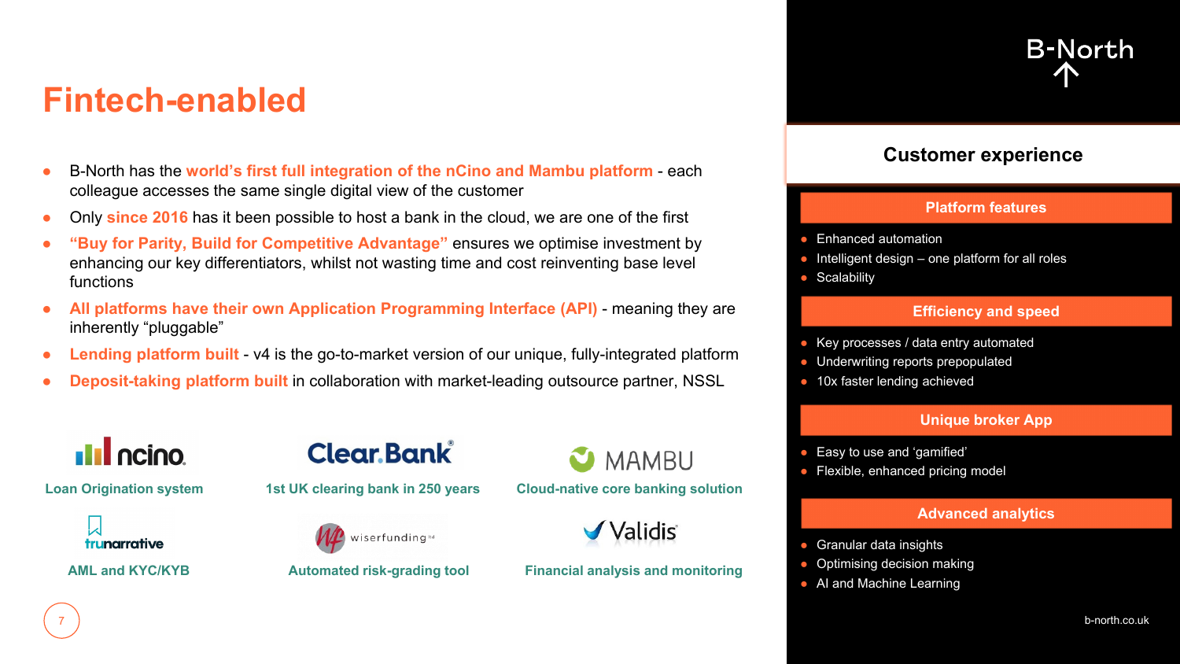# Fintech-enabled

- B-North has the **world's first full integration of the nCino and Mambu platform** - each colleague accesses the same single digital view of the customer
- Only **since 2016** has it been possible to host a bank in the cloud, we are one of the first
- **"Buy for Parity, Build for Competitive Advantage"** ensures we optimise investment by enhancing our key differentiators, whilst not wasting time and cost reinventing base level functions
- **All platforms have their own Application Programming Interface (API)** - meaning they are inherently "pluggable"
- **Lending platform built** - v4 is the go-to-market version of our unique, fully-integrated platform
- **Deposit-taking platform built** in collaboration with market-leading outsource partner, NSSL

ncino
**Loan Origination system**

Clear.Bank®
**1st UK clearing bank in 250 years**

MAMBU
**Cloud-native core banking solution**

trunarrative
**AML and KYC/KYB**

wiserfunding™
**Automated risk-grading tool**

Validis
**Financial analysis and monitoring**

B-North

## Customer experience

### Platform features

- Enhanced automation
- Intelligent design – one platform for all roles
- Scalability

### Efficiency and speed

- Key processes / data entry automated
- Underwriting reports prepopulated
- 10x faster lending achieved

### Unique broker App

- Easy to use and 'gamified'
- Flexible, enhanced pricing model

### Advanced analytics

- Granular data insights
- Optimising decision making
- AI and Machine Learning

b-north.co.uk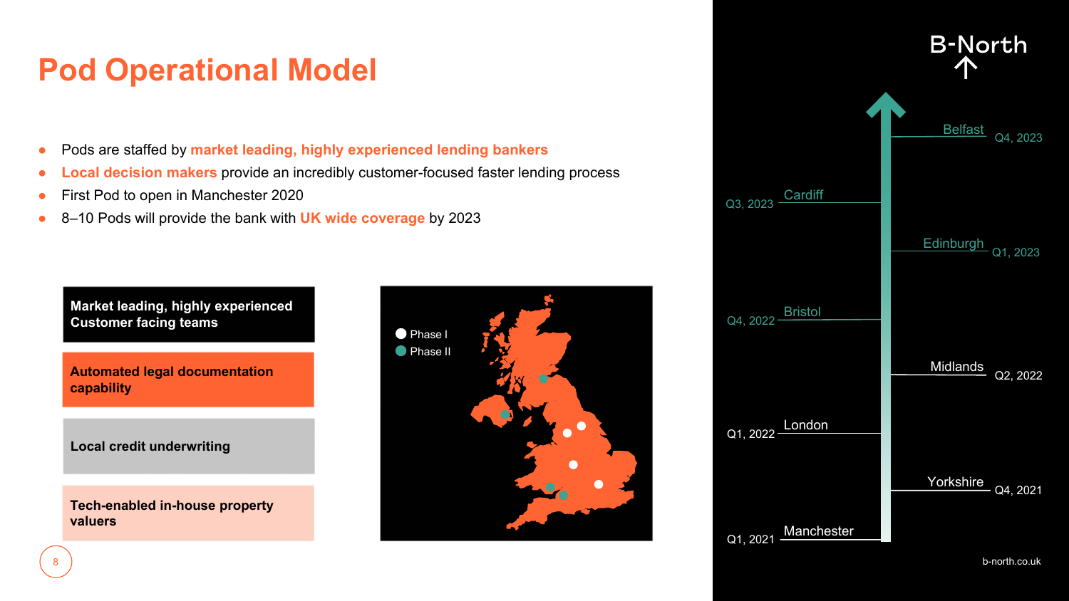# Pod Operational Model

- Pods are staffed by **market leading, highly experienced lending bankers**
- **Local decision makers** provide an incredibly customer-focused faster lending process
- First Pod to open in Manchester 2020
- 8–10 Pods will provide the bank with **UK wide coverage** by 2023

**Market leading, highly experienced Customer facing teams**

**Automated legal documentation capability**

**Local credit underwriting**

**Tech-enabled in-house property valuers**

Phase I
Phase II

B-North

| Location | Date |
|---|---|
| Belfast | Q4, 2023 |
| Cardiff | Q3, 2023 |
| Edinburgh | Q1, 2023 |
| Bristol | Q4, 2022 |
| Midlands | Q2, 2022 |
| London | Q1, 2022 |
| Yorkshire | Q4, 2021 |
| Manchester | Q1, 2021 |

b-north.co.uk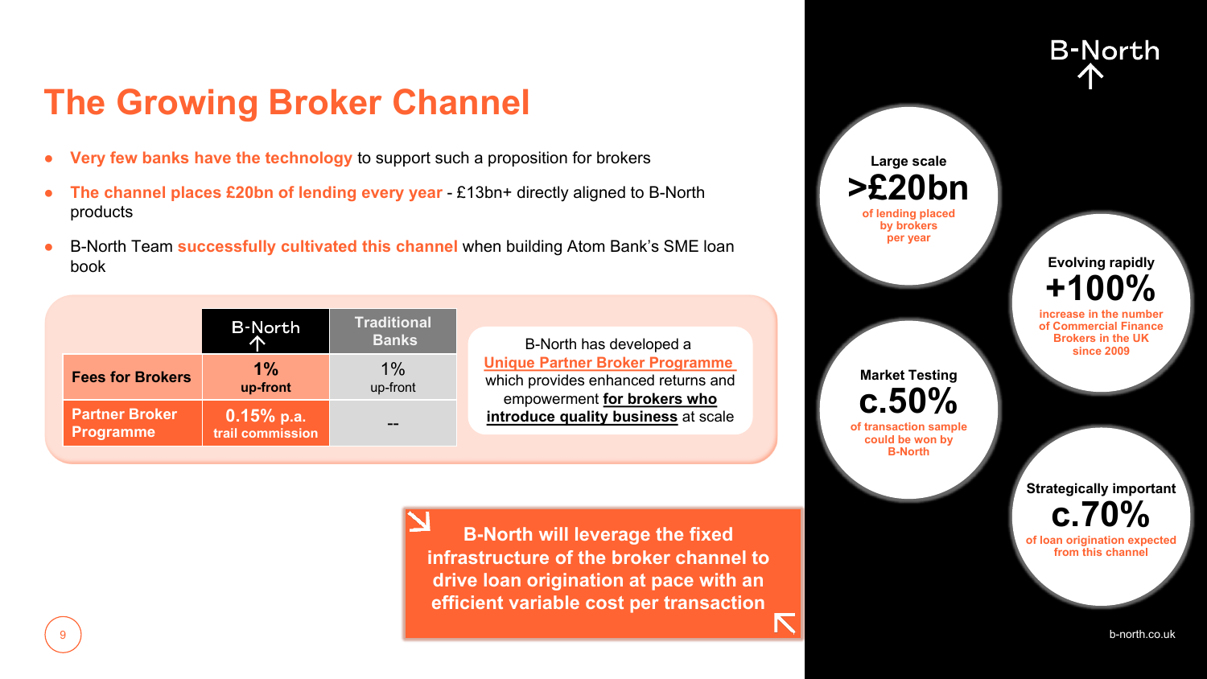# The Growing Broker Channel

- **Very few banks have the technology** to support such a proposition for brokers
- **The channel places £20bn of lending every year** - £13bn+ directly aligned to B-North products
- B-North Team **successfully cultivated this channel** when building Atom Bank's SME loan book

| | B-North | Traditional Banks |
|---|---|---|
| **Fees for Brokers** | **1%** up-front | 1% up-front |
| **Partner Broker Programme** | **0.15% p.a.** trail commission | -- |

B-North has developed a Unique Partner Broker Programme which provides enhanced returns and empowerment **for brokers who introduce quality business** at scale

**B-North will leverage the fixed infrastructure of the broker channel to drive loan origination at pace with an efficient variable cost per transaction**

B-North

**Large scale**
**>£20bn**
of lending placed by brokers per year

**Evolving rapidly**
**+100%**
increase in the number of Commercial Finance Brokers in the UK since 2009

**Market Testing**
**c.50%**
of transaction sample could be won by B-North

**Strategically important**
**c.70%**
of loan origination expected from this channel

b-north.co.uk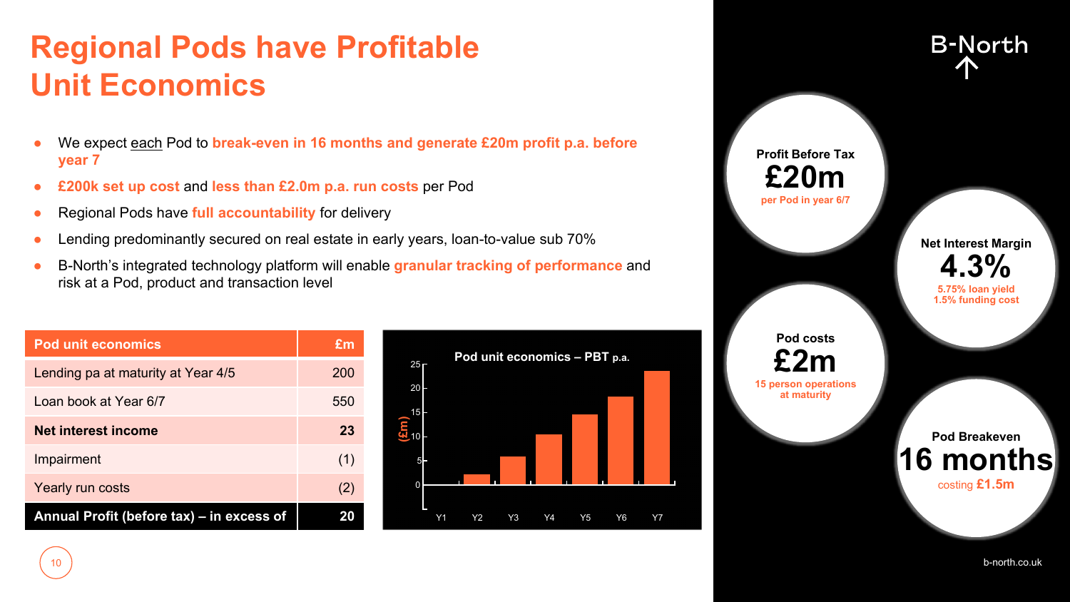# Regional Pods have Profitable Unit Economics

- We expect each Pod to **break-even in 16 months and generate £20m profit p.a. before year 7**
- **£200k set up cost** and **less than £2.0m p.a. run costs** per Pod
- Regional Pods have **full accountability** for delivery
- Lending predominantly secured on real estate in early years, loan-to-value sub 70%
- B-North's integrated technology platform will enable **granular tracking of performance** and risk at a Pod, product and transaction level

| Pod unit economics | £m |
|---|---|
| Lending pa at maturity at Year 4/5 | 200 |
| Loan book at Year 6/7 | 550 |
| **Net interest income** | **23** |
| Impairment | (1) |
| Yearly run costs | (2) |
| **Annual Profit (before tax) – in excess of** | **20** |

**Pod unit economics – PBT p.a.**

(£m) — Y1, Y2, Y3, Y4, Y5, Y6, Y7

B-North

**Profit Before Tax**
**£20m**
per Pod in year 6/7

**Net Interest Margin**
**4.3%**
5.75% loan yield
1.5% funding cost

**Pod costs**
**£2m**
15 person operations at maturity

**Pod Breakeven**
**16 months**
costing **£1.5m**

b-north.co.uk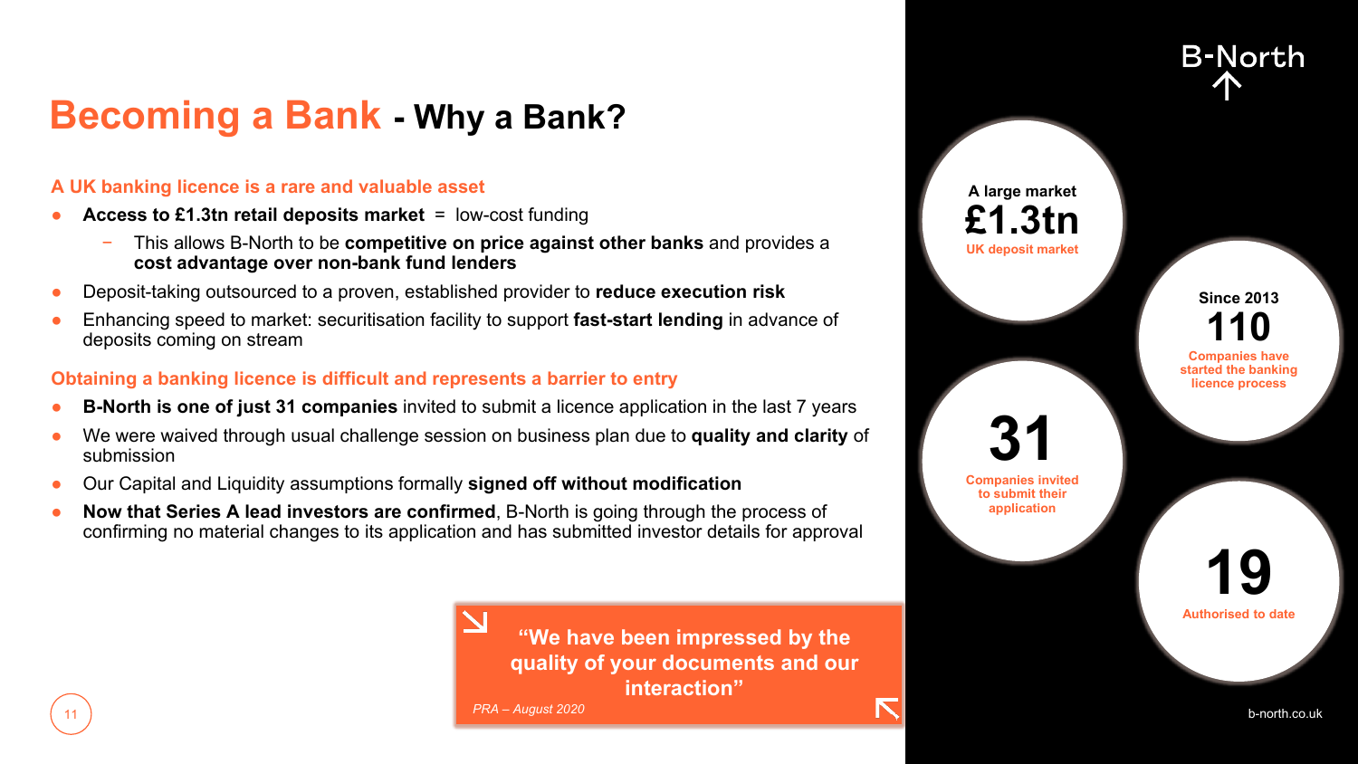# Becoming a Bank - Why a Bank?

**A UK banking licence is a rare and valuable asset**

- **Access to £1.3tn retail deposits market** = low-cost funding
  - This allows B-North to be **competitive on price against other banks** and provides a **cost advantage over non-bank fund lenders**
- Deposit-taking outsourced to a proven, established provider to **reduce execution risk**
- Enhancing speed to market: securitisation facility to support **fast-start lending** in advance of deposits coming on stream

**Obtaining a banking licence is difficult and represents a barrier to entry**

- **B-North is one of just 31 companies** invited to submit a licence application in the last 7 years
- We were waived through usual challenge session on business plan due to **quality and clarity** of submission
- Our Capital and Liquidity assumptions formally **signed off without modification**
- **Now that Series A lead investors are confirmed**, B-North is going through the process of confirming no material changes to its application and has submitted investor details for approval

> **"We have been impressed by the quality of your documents and our interaction"**
>
> *PRA – August 2020*

B-North

A large market
**£1.3tn**
UK deposit market

Since 2013
**110**
Companies have started the banking licence process

**31**
Companies invited to submit their application

**19**
Authorised to date

b-north.co.uk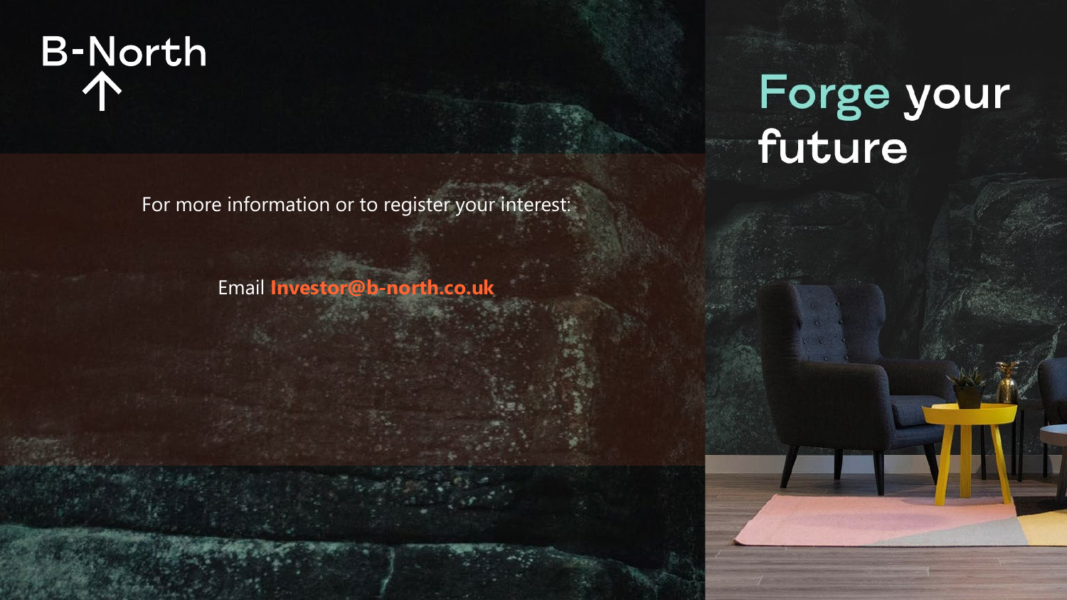B-North

# Forge your future

For more information or to register your interest:

Email **Investor@b-north.co.uk**